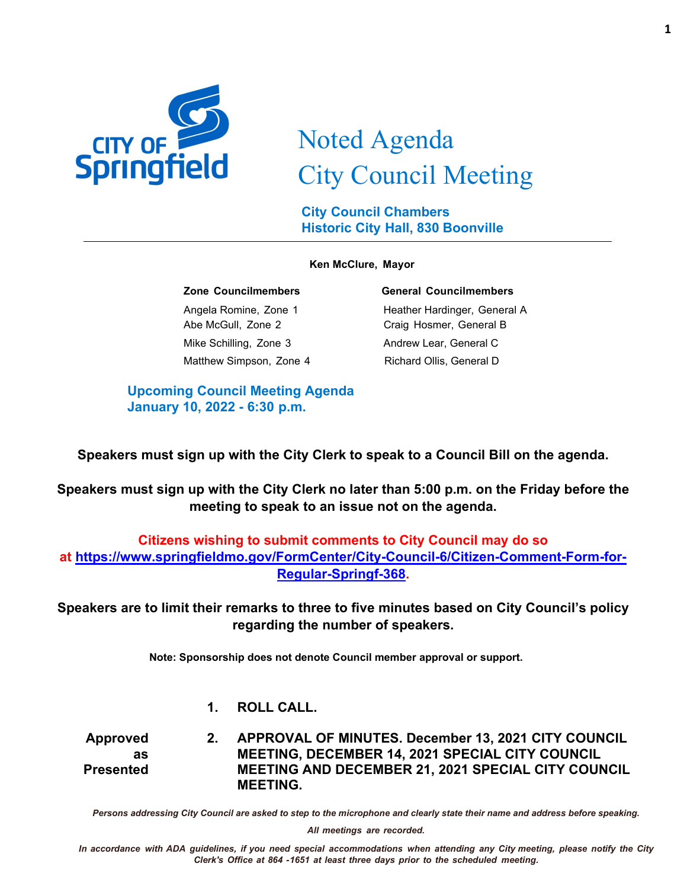# Noted Agenda
# City Council Meeting

**City Council Chambers**
**Historic City Hall, 830 Boonville**

---

**Ken McClure, Mayor**

| Zone Councilmembers | General Councilmembers |
|---|---|
| Angela Romine, Zone 1 | Heather Hardinger, General A |
| Abe McGull, Zone 2 | Craig Hosmer, General B |
| Mike Schilling, Zone 3 | Andrew Lear, General C |
| Matthew Simpson, Zone 4 | Richard Ollis, General D |

**Upcoming Council Meeting Agenda**
**January 10, 2022 - 6:30 p.m.**

**Speakers must sign up with the City Clerk to speak to a Council Bill on the agenda.**

**Speakers must sign up with the City Clerk no later than 5:00 p.m. on the Friday before the meeting to speak to an issue not on the agenda.**

**Citizens wishing to submit comments to City Council may do so at [https://www.springfieldmo.gov/FormCenter/City-Council-6/Citizen-Comment-Form-for-Regular-Springf-368](https://www.springfieldmo.gov/FormCenter/City-Council-6/Citizen-Comment-Form-for-Regular-Springf-368).**

**Speakers are to limit their remarks to three to five minutes based on City Council's policy regarding the number of speakers.**

**Note: Sponsorship does not denote Council member approval or support.**

**1. ROLL CALL.**

**Approved as Presented** — **2. APPROVAL OF MINUTES. December 13, 2021 CITY COUNCIL MEETING, DECEMBER 14, 2021 SPECIAL CITY COUNCIL MEETING AND DECEMBER 21, 2021 SPECIAL CITY COUNCIL MEETING.**

*Persons addressing City Council are asked to step to the microphone and clearly state their name and address before speaking.*

*All meetings are recorded.*

*In accordance with ADA guidelines, if you need special accommodations when attending any City meeting, please notify the City Clerk's Office at 864 -1651 at least three days prior to the scheduled meeting.*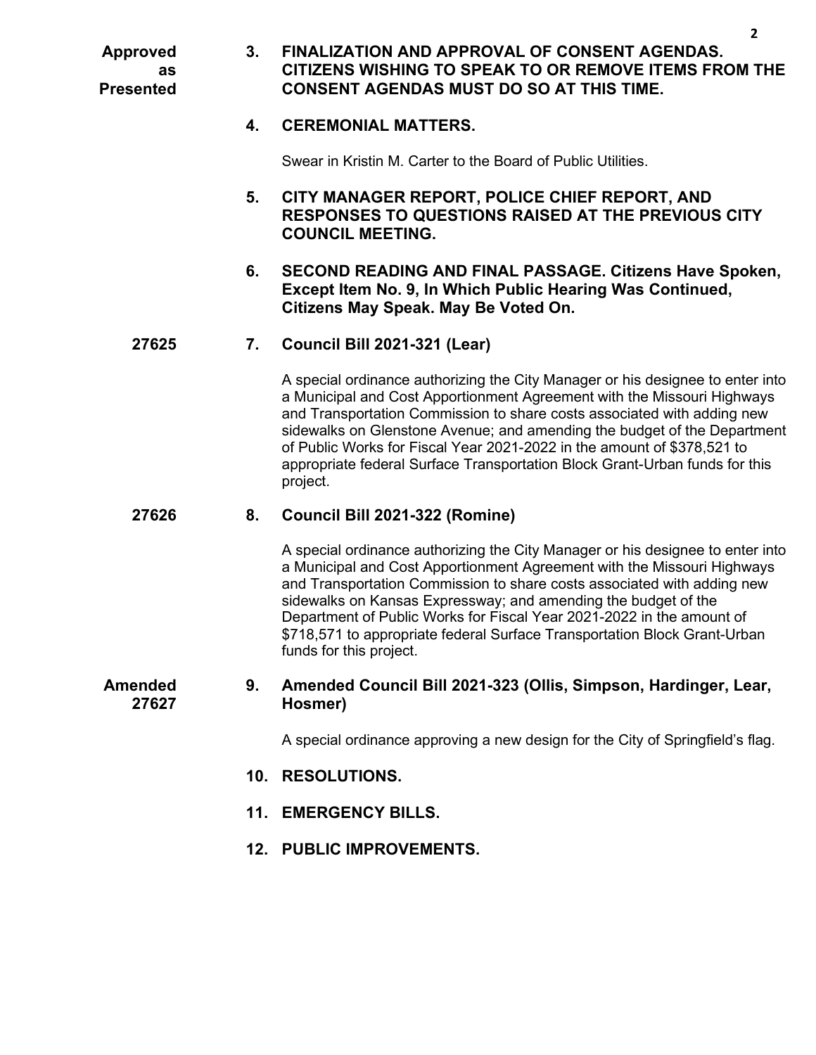**Approved as Presented**

**3. FINALIZATION AND APPROVAL OF CONSENT AGENDAS. CITIZENS WISHING TO SPEAK TO OR REMOVE ITEMS FROM THE CONSENT AGENDAS MUST DO SO AT THIS TIME.**

**4. CEREMONIAL MATTERS.**

Swear in Kristin M. Carter to the Board of Public Utilities.

**5. CITY MANAGER REPORT, POLICE CHIEF REPORT, AND RESPONSES TO QUESTIONS RAISED AT THE PREVIOUS CITY COUNCIL MEETING.**

**6. SECOND READING AND FINAL PASSAGE. Citizens Have Spoken, Except Item No. 9, In Which Public Hearing Was Continued, Citizens May Speak. May Be Voted On.**

**27625**

**7. Council Bill 2021-321 (Lear)**

A special ordinance authorizing the City Manager or his designee to enter into a Municipal and Cost Apportionment Agreement with the Missouri Highways and Transportation Commission to share costs associated with adding new sidewalks on Glenstone Avenue; and amending the budget of the Department of Public Works for Fiscal Year 2021-2022 in the amount of $378,521 to appropriate federal Surface Transportation Block Grant-Urban funds for this project.

**27626**

**8. Council Bill 2021-322 (Romine)**

A special ordinance authorizing the City Manager or his designee to enter into a Municipal and Cost Apportionment Agreement with the Missouri Highways and Transportation Commission to share costs associated with adding new sidewalks on Kansas Expressway; and amending the budget of the Department of Public Works for Fiscal Year 2021-2022 in the amount of $718,571 to appropriate federal Surface Transportation Block Grant-Urban funds for this project.

**Amended 27627**

**9. Amended Council Bill 2021-323 (Ollis, Simpson, Hardinger, Lear, Hosmer)**

A special ordinance approving a new design for the City of Springfield's flag.

**10. RESOLUTIONS.**

**11. EMERGENCY BILLS.**

**12. PUBLIC IMPROVEMENTS.**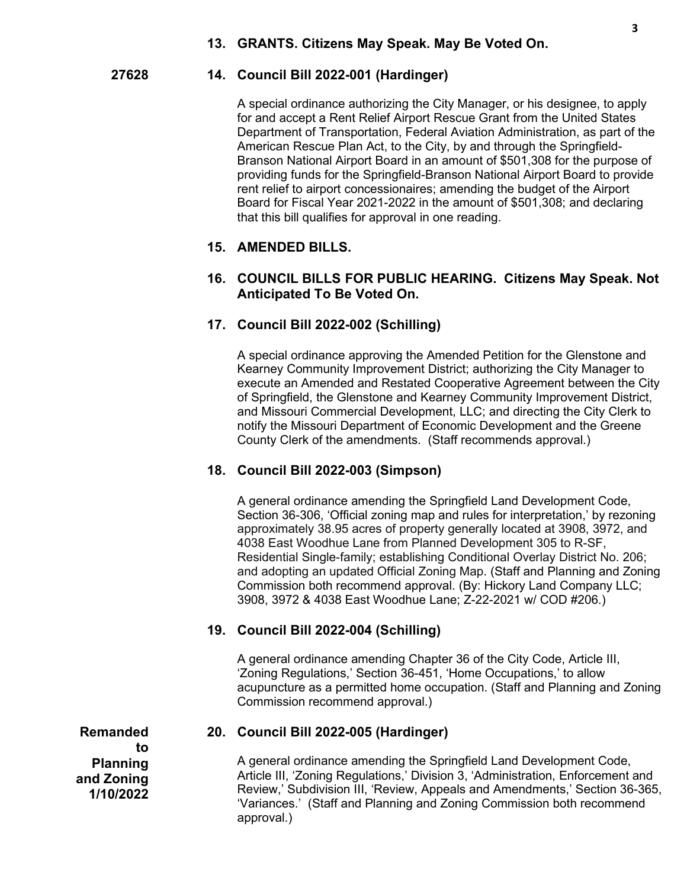**13. GRANTS. Citizens May Speak. May Be Voted On.**

**27628** **14. Council Bill 2022-001 (Hardinger)**

A special ordinance authorizing the City Manager, or his designee, to apply for and accept a Rent Relief Airport Rescue Grant from the United States Department of Transportation, Federal Aviation Administration, as part of the American Rescue Plan Act, to the City, by and through the Springfield-Branson National Airport Board in an amount of $501,308 for the purpose of providing funds for the Springfield-Branson National Airport Board to provide rent relief to airport concessionaires; amending the budget of the Airport Board for Fiscal Year 2021-2022 in the amount of $501,308; and declaring that this bill qualifies for approval in one reading.

**15. AMENDED BILLS.**

**16. COUNCIL BILLS FOR PUBLIC HEARING. Citizens May Speak. Not Anticipated To Be Voted On.**

**17. Council Bill 2022-002 (Schilling)**

A special ordinance approving the Amended Petition for the Glenstone and Kearney Community Improvement District; authorizing the City Manager to execute an Amended and Restated Cooperative Agreement between the City of Springfield, the Glenstone and Kearney Community Improvement District, and Missouri Commercial Development, LLC; and directing the City Clerk to notify the Missouri Department of Economic Development and the Greene County Clerk of the amendments. (Staff recommends approval.)

**18. Council Bill 2022-003 (Simpson)**

A general ordinance amending the Springfield Land Development Code, Section 36-306, 'Official zoning map and rules for interpretation,' by rezoning approximately 38.95 acres of property generally located at 3908, 3972, and 4038 East Woodhue Lane from Planned Development 305 to R-SF, Residential Single-family; establishing Conditional Overlay District No. 206; and adopting an updated Official Zoning Map. (Staff and Planning and Zoning Commission both recommend approval. (By: Hickory Land Company LLC; 3908, 3972 & 4038 East Woodhue Lane; Z-22-2021 w/ COD #206.)

**19. Council Bill 2022-004 (Schilling)**

A general ordinance amending Chapter 36 of the City Code, Article III, 'Zoning Regulations,' Section 36-451, 'Home Occupations,' to allow acupuncture as a permitted home occupation. (Staff and Planning and Zoning Commission recommend approval.)

**Remanded to Planning and Zoning 1/10/2022** **20. Council Bill 2022-005 (Hardinger)**

A general ordinance amending the Springfield Land Development Code, Article III, 'Zoning Regulations,' Division 3, 'Administration, Enforcement and Review,' Subdivision III, 'Review, Appeals and Amendments,' Section 36-365, 'Variances.' (Staff and Planning and Zoning Commission both recommend approval.)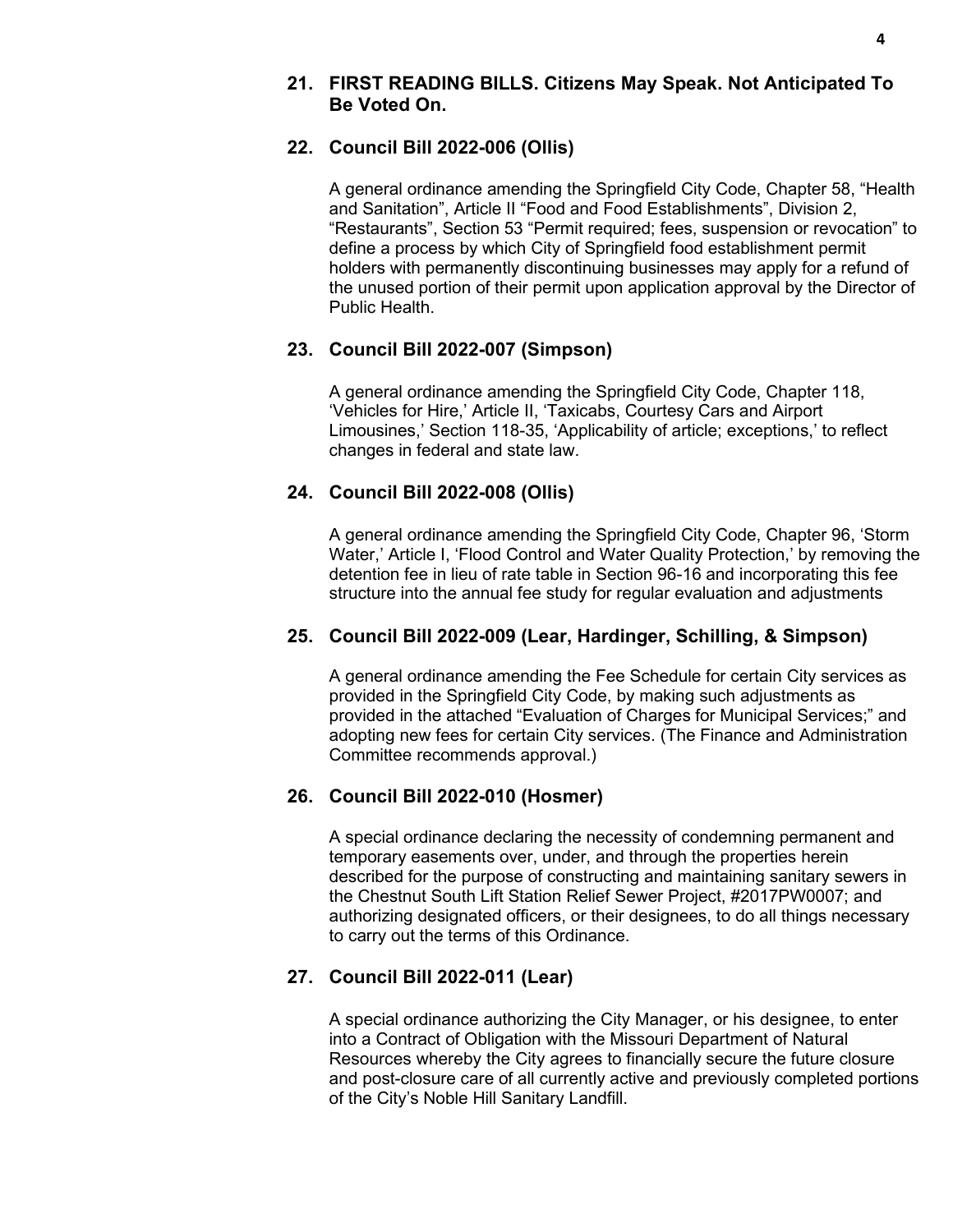## 21. FIRST READING BILLS. Citizens May Speak. Not Anticipated To Be Voted On.

## 22. Council Bill 2022-006 (Ollis)

A general ordinance amending the Springfield City Code, Chapter 58, "Health and Sanitation", Article II "Food and Food Establishments", Division 2, "Restaurants", Section 53 "Permit required; fees, suspension or revocation" to define a process by which City of Springfield food establishment permit holders with permanently discontinuing businesses may apply for a refund of the unused portion of their permit upon application approval by the Director of Public Health.

## 23. Council Bill 2022-007 (Simpson)

A general ordinance amending the Springfield City Code, Chapter 118, 'Vehicles for Hire,' Article II, 'Taxicabs, Courtesy Cars and Airport Limousines,' Section 118-35, 'Applicability of article; exceptions,' to reflect changes in federal and state law.

## 24. Council Bill 2022-008 (Ollis)

A general ordinance amending the Springfield City Code, Chapter 96, 'Storm Water,' Article I, 'Flood Control and Water Quality Protection,' by removing the detention fee in lieu of rate table in Section 96-16 and incorporating this fee structure into the annual fee study for regular evaluation and adjustments

## 25. Council Bill 2022-009 (Lear, Hardinger, Schilling, & Simpson)

A general ordinance amending the Fee Schedule for certain City services as provided in the Springfield City Code, by making such adjustments as provided in the attached "Evaluation of Charges for Municipal Services;" and adopting new fees for certain City services. (The Finance and Administration Committee recommends approval.)

## 26. Council Bill 2022-010 (Hosmer)

A special ordinance declaring the necessity of condemning permanent and temporary easements over, under, and through the properties herein described for the purpose of constructing and maintaining sanitary sewers in the Chestnut South Lift Station Relief Sewer Project, #2017PW0007; and authorizing designated officers, or their designees, to do all things necessary to carry out the terms of this Ordinance.

## 27. Council Bill 2022-011 (Lear)

A special ordinance authorizing the City Manager, or his designee, to enter into a Contract of Obligation with the Missouri Department of Natural Resources whereby the City agrees to financially secure the future closure and post-closure care of all currently active and previously completed portions of the City's Noble Hill Sanitary Landfill.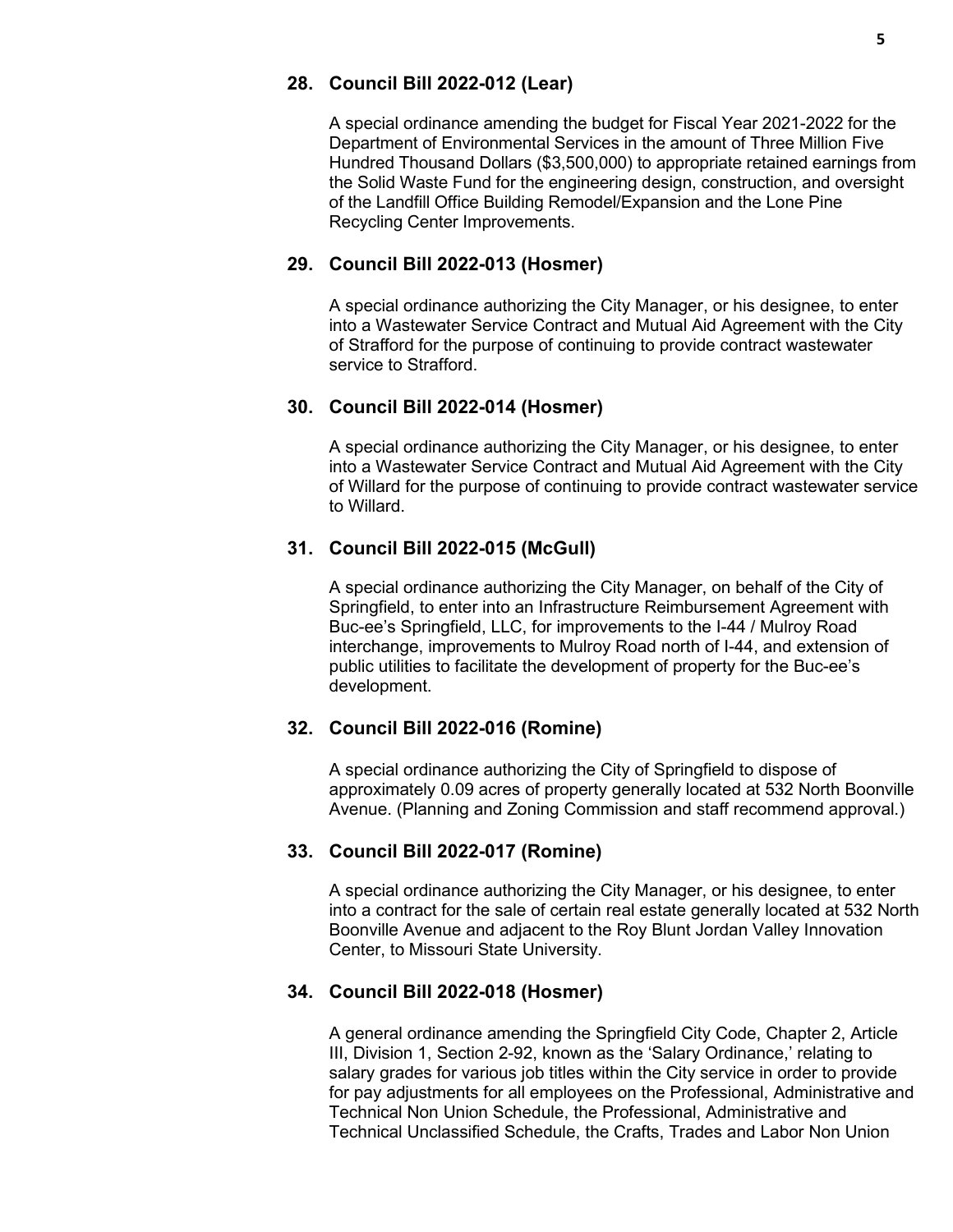**28. Council Bill 2022-012 (Lear)**

A special ordinance amending the budget for Fiscal Year 2021-2022 for the Department of Environmental Services in the amount of Three Million Five Hundred Thousand Dollars ($3,500,000) to appropriate retained earnings from the Solid Waste Fund for the engineering design, construction, and oversight of the Landfill Office Building Remodel/Expansion and the Lone Pine Recycling Center Improvements.

**29. Council Bill 2022-013 (Hosmer)**

A special ordinance authorizing the City Manager, or his designee, to enter into a Wastewater Service Contract and Mutual Aid Agreement with the City of Strafford for the purpose of continuing to provide contract wastewater service to Strafford.

**30. Council Bill 2022-014 (Hosmer)**

A special ordinance authorizing the City Manager, or his designee, to enter into a Wastewater Service Contract and Mutual Aid Agreement with the City of Willard for the purpose of continuing to provide contract wastewater service to Willard.

**31. Council Bill 2022-015 (McGull)**

A special ordinance authorizing the City Manager, on behalf of the City of Springfield, to enter into an Infrastructure Reimbursement Agreement with Buc-ee's Springfield, LLC, for improvements to the I-44 / Mulroy Road interchange, improvements to Mulroy Road north of I-44, and extension of public utilities to facilitate the development of property for the Buc-ee's development.

**32. Council Bill 2022-016 (Romine)**

A special ordinance authorizing the City of Springfield to dispose of approximately 0.09 acres of property generally located at 532 North Boonville Avenue. (Planning and Zoning Commission and staff recommend approval.)

**33. Council Bill 2022-017 (Romine)**

A special ordinance authorizing the City Manager, or his designee, to enter into a contract for the sale of certain real estate generally located at 532 North Boonville Avenue and adjacent to the Roy Blunt Jordan Valley Innovation Center, to Missouri State University.

**34. Council Bill 2022-018 (Hosmer)**

A general ordinance amending the Springfield City Code, Chapter 2, Article III, Division 1, Section 2-92, known as the 'Salary Ordinance,' relating to salary grades for various job titles within the City service in order to provide for pay adjustments for all employees on the Professional, Administrative and Technical Non Union Schedule, the Professional, Administrative and Technical Unclassified Schedule, the Crafts, Trades and Labor Non Union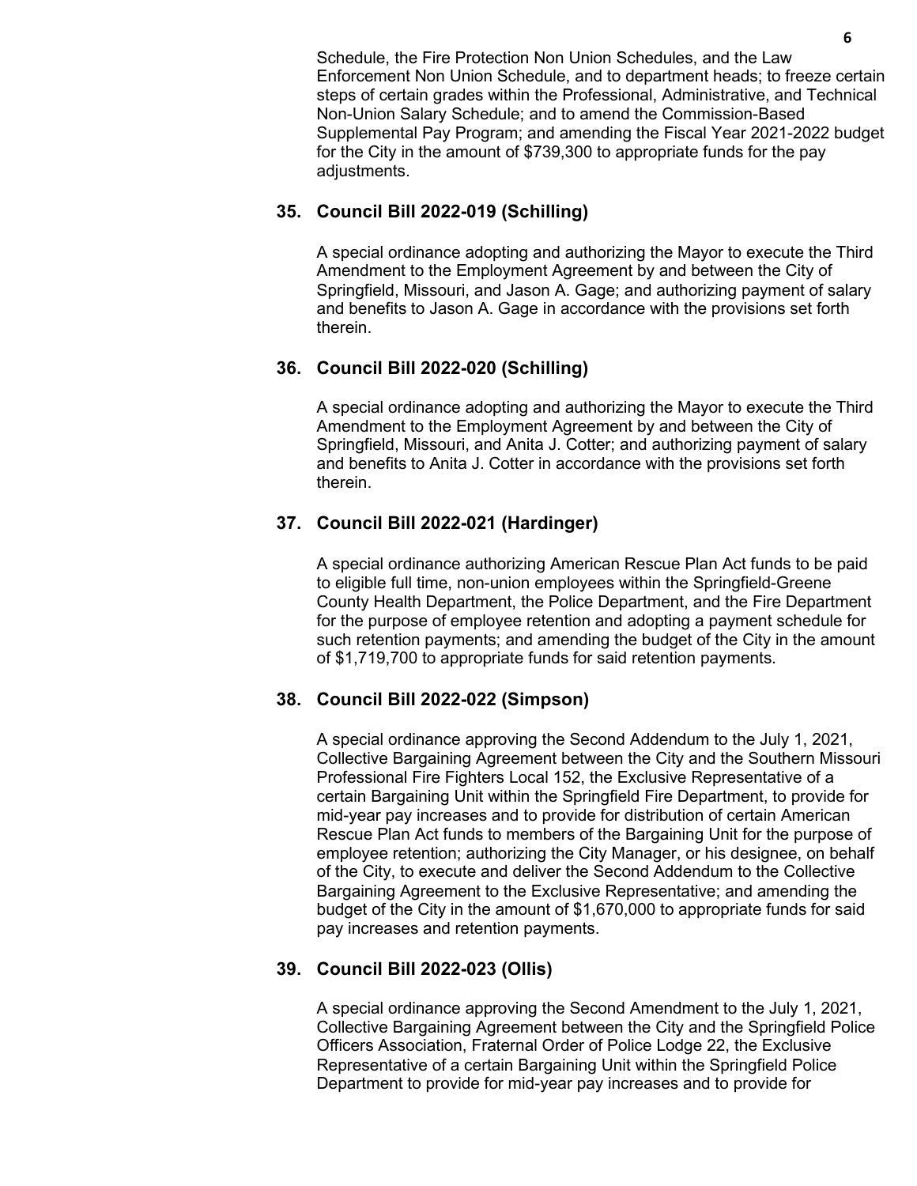Schedule, the Fire Protection Non Union Schedules, and the Law Enforcement Non Union Schedule, and to department heads; to freeze certain steps of certain grades within the Professional, Administrative, and Technical Non-Union Salary Schedule; and to amend the Commission-Based Supplemental Pay Program; and amending the Fiscal Year 2021-2022 budget for the City in the amount of $739,300 to appropriate funds for the pay adjustments.

**35. Council Bill 2022-019 (Schilling)**

A special ordinance adopting and authorizing the Mayor to execute the Third Amendment to the Employment Agreement by and between the City of Springfield, Missouri, and Jason A. Gage; and authorizing payment of salary and benefits to Jason A. Gage in accordance with the provisions set forth therein.

**36. Council Bill 2022-020 (Schilling)**

A special ordinance adopting and authorizing the Mayor to execute the Third Amendment to the Employment Agreement by and between the City of Springfield, Missouri, and Anita J. Cotter; and authorizing payment of salary and benefits to Anita J. Cotter in accordance with the provisions set forth therein.

**37. Council Bill 2022-021 (Hardinger)**

A special ordinance authorizing American Rescue Plan Act funds to be paid to eligible full time, non-union employees within the Springfield-Greene County Health Department, the Police Department, and the Fire Department for the purpose of employee retention and adopting a payment schedule for such retention payments; and amending the budget of the City in the amount of $1,719,700 to appropriate funds for said retention payments.

**38. Council Bill 2022-022 (Simpson)**

A special ordinance approving the Second Addendum to the July 1, 2021, Collective Bargaining Agreement between the City and the Southern Missouri Professional Fire Fighters Local 152, the Exclusive Representative of a certain Bargaining Unit within the Springfield Fire Department, to provide for mid-year pay increases and to provide for distribution of certain American Rescue Plan Act funds to members of the Bargaining Unit for the purpose of employee retention; authorizing the City Manager, or his designee, on behalf of the City, to execute and deliver the Second Addendum to the Collective Bargaining Agreement to the Exclusive Representative; and amending the budget of the City in the amount of $1,670,000 to appropriate funds for said pay increases and retention payments.

**39. Council Bill 2022-023 (Ollis)**

A special ordinance approving the Second Amendment to the July 1, 2021, Collective Bargaining Agreement between the City and the Springfield Police Officers Association, Fraternal Order of Police Lodge 22, the Exclusive Representative of a certain Bargaining Unit within the Springfield Police Department to provide for mid-year pay increases and to provide for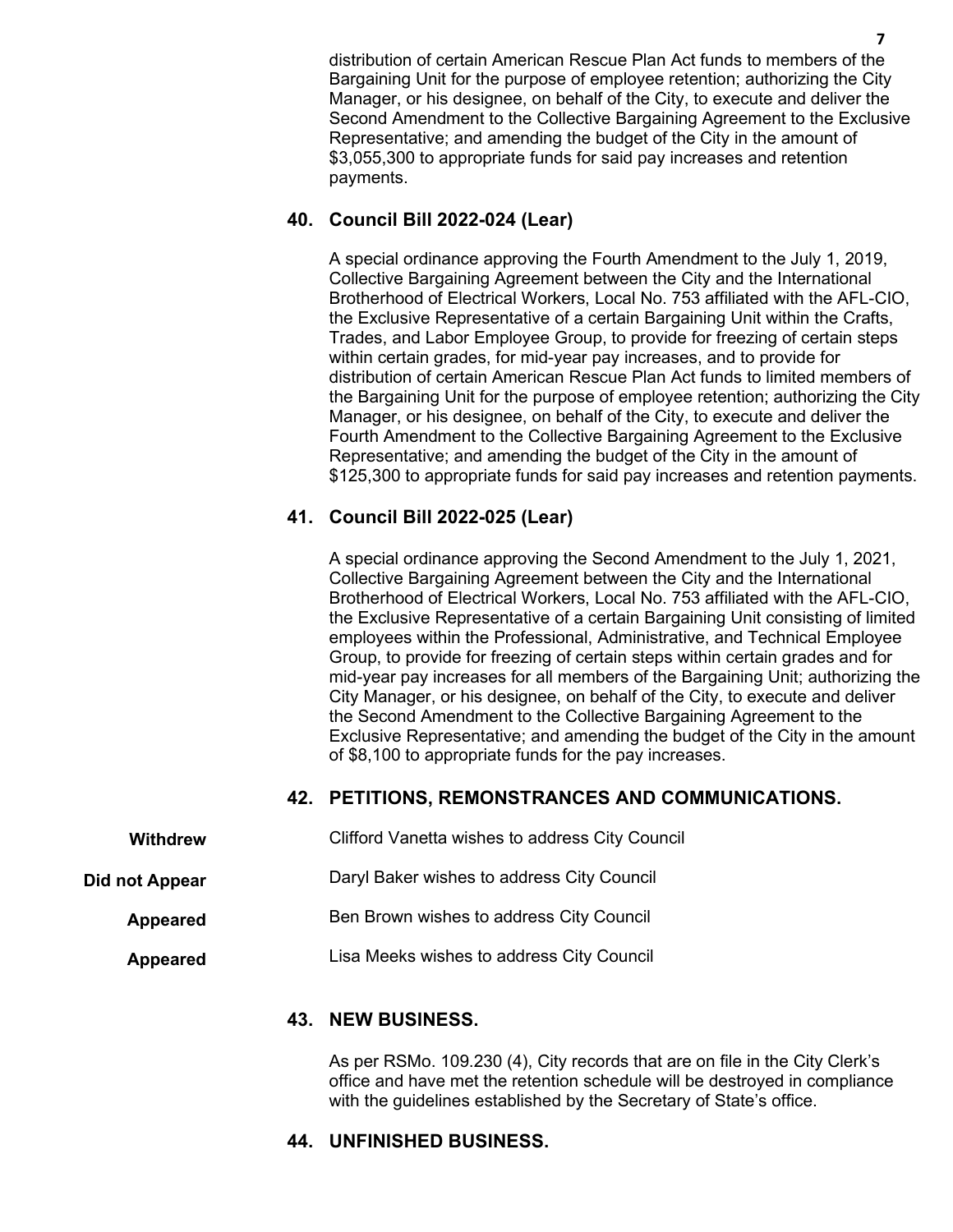distribution of certain American Rescue Plan Act funds to members of the Bargaining Unit for the purpose of employee retention; authorizing the City Manager, or his designee, on behalf of the City, to execute and deliver the Second Amendment to the Collective Bargaining Agreement to the Exclusive Representative; and amending the budget of the City in the amount of $3,055,300 to appropriate funds for said pay increases and retention payments.

## 40. Council Bill 2022-024 (Lear)

A special ordinance approving the Fourth Amendment to the July 1, 2019, Collective Bargaining Agreement between the City and the International Brotherhood of Electrical Workers, Local No. 753 affiliated with the AFL-CIO, the Exclusive Representative of a certain Bargaining Unit within the Crafts, Trades, and Labor Employee Group, to provide for freezing of certain steps within certain grades, for mid-year pay increases, and to provide for distribution of certain American Rescue Plan Act funds to limited members of the Bargaining Unit for the purpose of employee retention; authorizing the City Manager, or his designee, on behalf of the City, to execute and deliver the Fourth Amendment to the Collective Bargaining Agreement to the Exclusive Representative; and amending the budget of the City in the amount of $125,300 to appropriate funds for said pay increases and retention payments.

## 41. Council Bill 2022-025 (Lear)

A special ordinance approving the Second Amendment to the July 1, 2021, Collective Bargaining Agreement between the City and the International Brotherhood of Electrical Workers, Local No. 753 affiliated with the AFL-CIO, the Exclusive Representative of a certain Bargaining Unit consisting of limited employees within the Professional, Administrative, and Technical Employee Group, to provide for freezing of certain steps within certain grades and for mid-year pay increases for all members of the Bargaining Unit; authorizing the City Manager, or his designee, on behalf of the City, to execute and deliver the Second Amendment to the Collective Bargaining Agreement to the Exclusive Representative; and amending the budget of the City in the amount of $8,100 to appropriate funds for the pay increases.

## 42. PETITIONS, REMONSTRANCES AND COMMUNICATIONS.

**Withdrew** — Clifford Vanetta wishes to address City Council

**Did not Appear** — Daryl Baker wishes to address City Council

**Appeared** — Ben Brown wishes to address City Council

**Appeared** — Lisa Meeks wishes to address City Council

## 43. NEW BUSINESS.

As per RSMo. 109.230 (4), City records that are on file in the City Clerk's office and have met the retention schedule will be destroyed in compliance with the guidelines established by the Secretary of State's office.

## 44. UNFINISHED BUSINESS.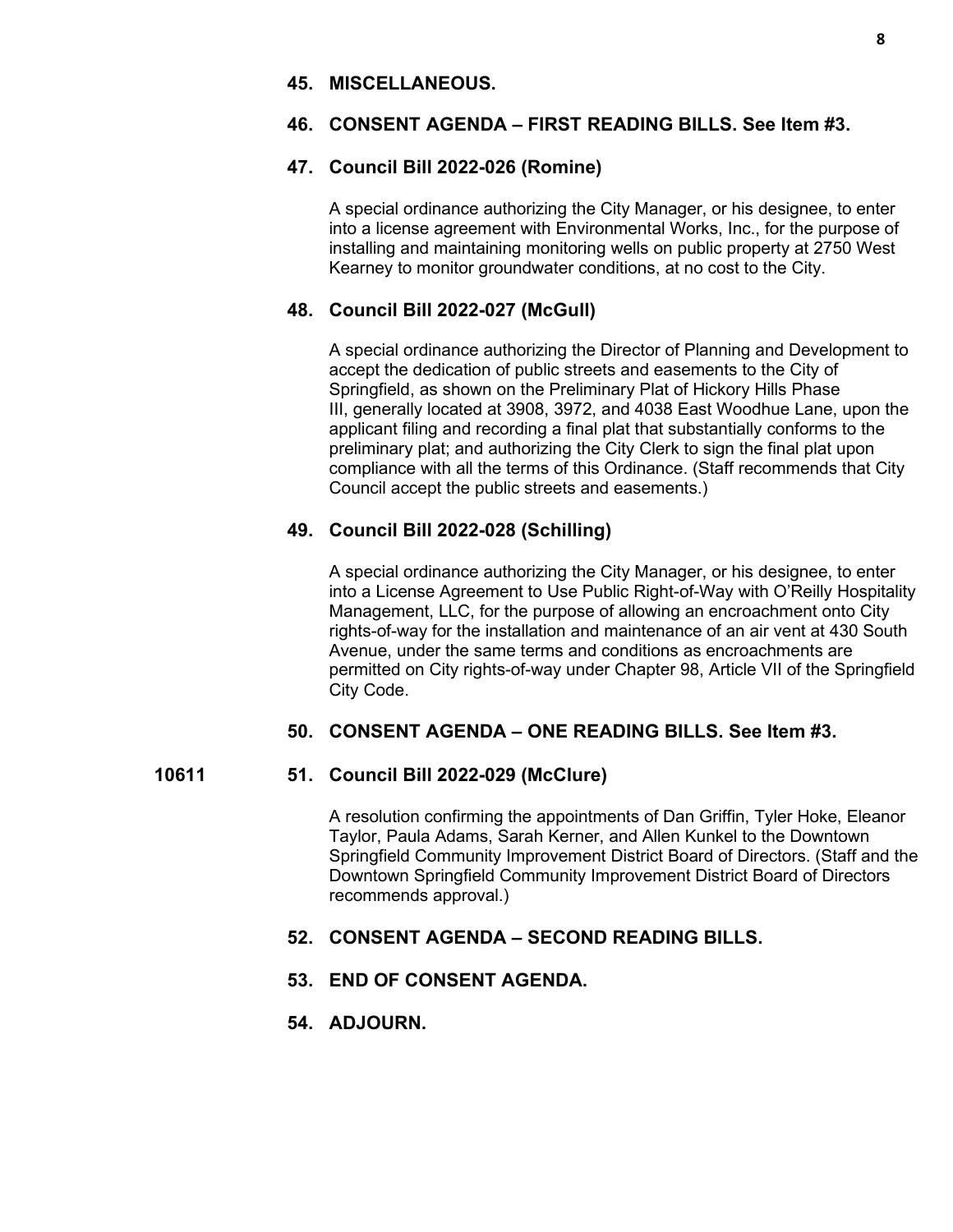**45. MISCELLANEOUS.**

**46. CONSENT AGENDA – FIRST READING BILLS. See Item #3.**

**47. Council Bill 2022-026 (Romine)**

A special ordinance authorizing the City Manager, or his designee, to enter into a license agreement with Environmental Works, Inc., for the purpose of installing and maintaining monitoring wells on public property at 2750 West Kearney to monitor groundwater conditions, at no cost to the City.

**48. Council Bill 2022-027 (McGull)**

A special ordinance authorizing the Director of Planning and Development to accept the dedication of public streets and easements to the City of Springfield, as shown on the Preliminary Plat of Hickory Hills Phase III, generally located at 3908, 3972, and 4038 East Woodhue Lane, upon the applicant filing and recording a final plat that substantially conforms to the preliminary plat; and authorizing the City Clerk to sign the final plat upon compliance with all the terms of this Ordinance. (Staff recommends that City Council accept the public streets and easements.)

**49. Council Bill 2022-028 (Schilling)**

A special ordinance authorizing the City Manager, or his designee, to enter into a License Agreement to Use Public Right-of-Way with O'Reilly Hospitality Management, LLC, for the purpose of allowing an encroachment onto City rights-of-way for the installation and maintenance of an air vent at 430 South Avenue, under the same terms and conditions as encroachments are permitted on City rights-of-way under Chapter 98, Article VII of the Springfield City Code.

**50. CONSENT AGENDA – ONE READING BILLS. See Item #3.**

**10611 51. Council Bill 2022-029 (McClure)**

A resolution confirming the appointments of Dan Griffin, Tyler Hoke, Eleanor Taylor, Paula Adams, Sarah Kerner, and Allen Kunkel to the Downtown Springfield Community Improvement District Board of Directors. (Staff and the Downtown Springfield Community Improvement District Board of Directors recommends approval.)

**52. CONSENT AGENDA – SECOND READING BILLS.**

**53. END OF CONSENT AGENDA.**

**54. ADJOURN.**